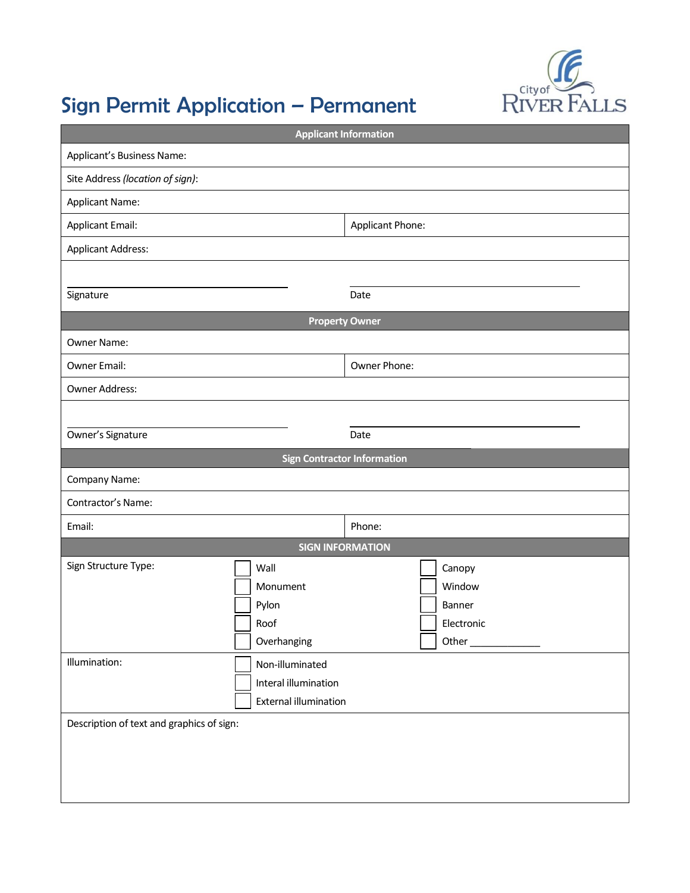# Sign Permit Application – Permanent

City of River Falls

| Applicant Information | |
|---|---|
| Applicant's Business Name: | |
| Site Address *(location of sign)*: | |
| Applicant Name: | |
| Applicant Email: | Applicant Phone: |
| Applicant Address: | |
| Signature | Date |

| Property Owner | |
|---|---|
| Owner Name: | |
| Owner Email: | Owner Phone: |
| Owner Address: | |
| Owner's Signature | Date |

| Sign Contractor Information | |
|---|---|
| Company Name: | |
| Contractor's Name: | |
| Email: | Phone: |

| SIGN INFORMATION | | |
|---|---|---|
| Sign Structure Type: | ☐ Wall | ☐ Canopy |
| | ☐ Monument | ☐ Window |
| | ☐ Pylon | ☐ Banner |
| | ☐ Roof | ☐ Electronic |
| | ☐ Overhanging | ☐ Other ____________ |
| Illumination: | ☐ Non-illuminated | |
| | ☐ Interal illumination | |
| | ☐ External illumination | |
| Description of text and graphics of sign: | | |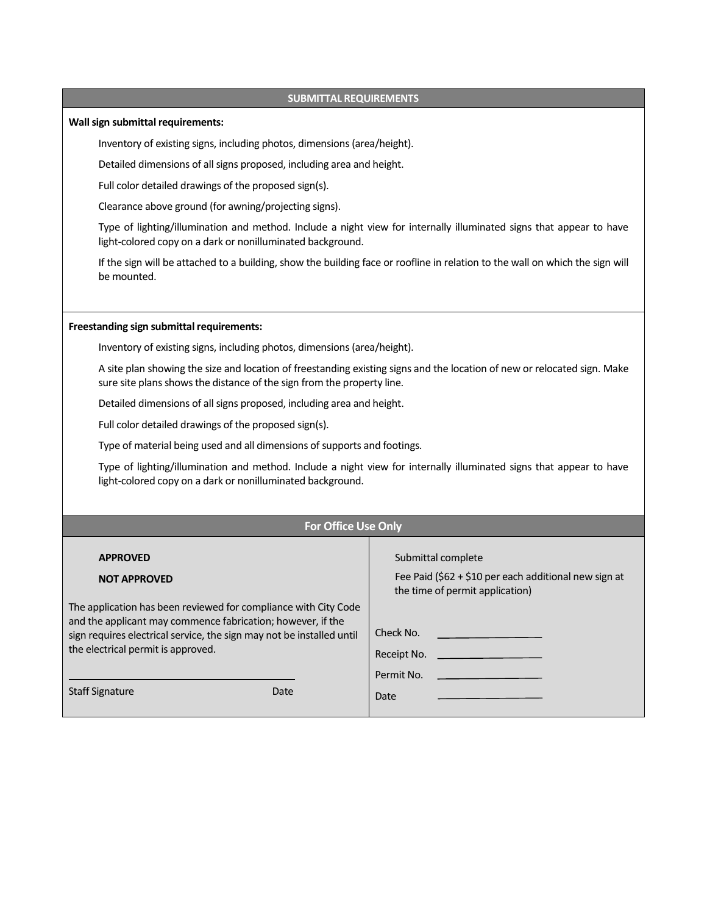## SUBMITTAL REQUIREMENTS

**Wall sign submittal requirements:**

- Inventory of existing signs, including photos, dimensions (area/height).
- Detailed dimensions of all signs proposed, including area and height.
- Full color detailed drawings of the proposed sign(s).
- Clearance above ground (for awning/projecting signs).
- Type of lighting/illumination and method. Include a night view for internally illuminated signs that appear to have light-colored copy on a dark or nonilluminated background.
- If the sign will be attached to a building, show the building face or roofline in relation to the wall on which the sign will be mounted.

**Freestanding sign submittal requirements:**

- Inventory of existing signs, including photos, dimensions (area/height).
- A site plan showing the size and location of freestanding existing signs and the location of new or relocated sign. Make sure site plans shows the distance of the sign from the property line.
- Detailed dimensions of all signs proposed, including area and height.
- Full color detailed drawings of the proposed sign(s).
- Type of material being used and all dimensions of supports and footings.
- Type of lighting/illumination and method. Include a night view for internally illuminated signs that appear to have light-colored copy on a dark or nonilluminated background.

## For Office Use Only

**APPROVED**

**NOT APPROVED**

The application has been reviewed for compliance with City Code and the applicant may commence fabrication; however, if the sign requires electrical service, the sign may not be installed until the electrical permit is approved.

Staff Signature ____________________ Date ________

Submittal complete

Fee Paid ($62 + $10 per each additional new sign at the time of permit application)

Check No. ____________________

Receipt No. ____________________

Permit No. ____________________

Date ____________________